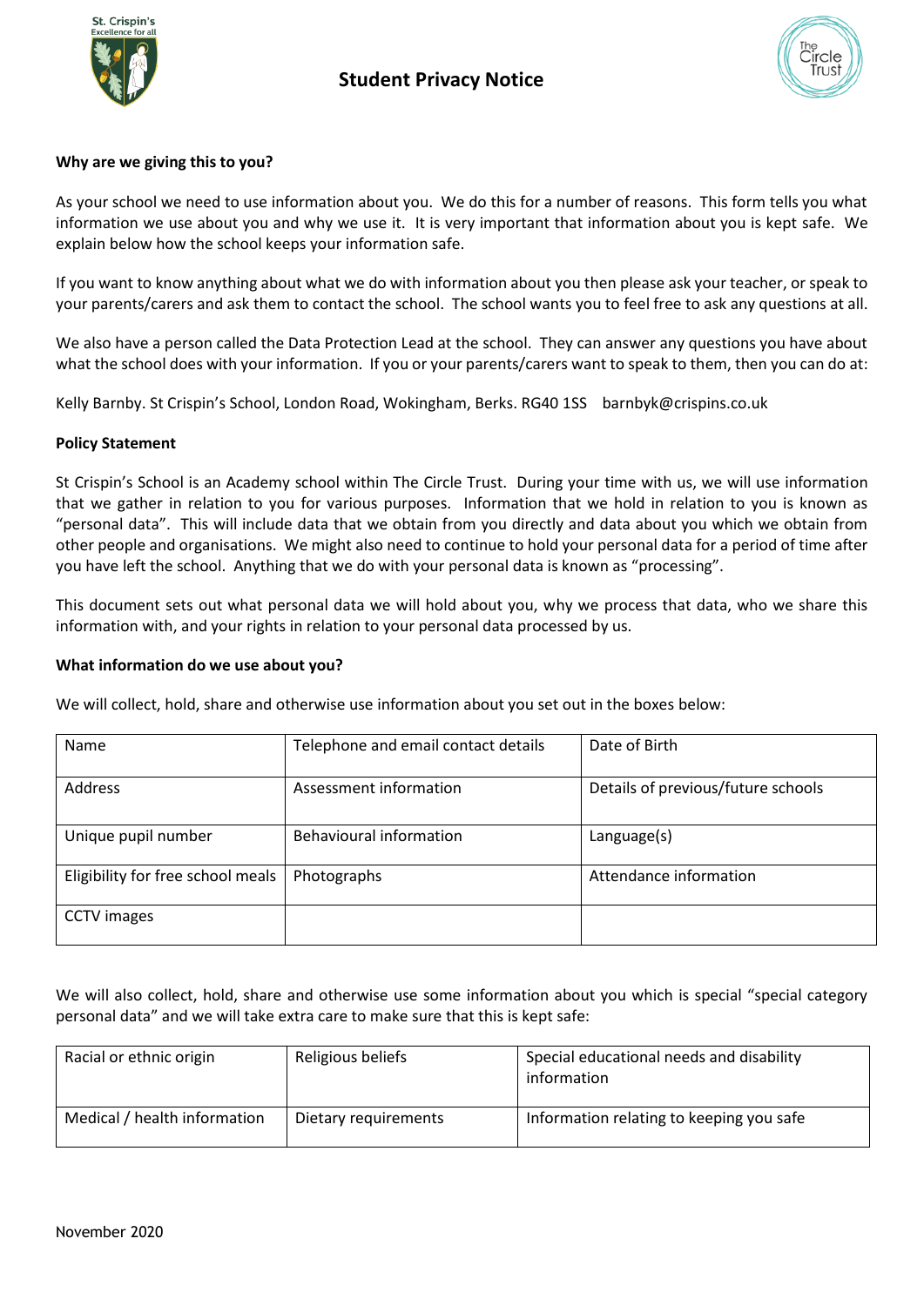# Student Privacy Notice

**Why are we giving this to you?**

As your school we need to use information about you. We do this for a number of reasons. This form tells you what information we use about you and why we use it. It is very important that information about you is kept safe. We explain below how the school keeps your information safe.

If you want to know anything about what we do with information about you then please ask your teacher, or speak to your parents/carers and ask them to contact the school. The school wants you to feel free to ask any questions at all.

We also have a person called the Data Protection Lead at the school. They can answer any questions you have about what the school does with your information. If you or your parents/carers want to speak to them, then you can do at:

Kelly Barnby. St Crispin's School, London Road, Wokingham, Berks. RG40 1SS barnbyk@crispins.co.uk

**Policy Statement**

St Crispin's School is an Academy school within The Circle Trust. During your time with us, we will use information that we gather in relation to you for various purposes. Information that we hold in relation to you is known as "personal data". This will include data that we obtain from you directly and data about you which we obtain from other people and organisations. We might also need to continue to hold your personal data for a period of time after you have left the school. Anything that we do with your personal data is known as "processing".

This document sets out what personal data we will hold about you, why we process that data, who we share this information with, and your rights in relation to your personal data processed by us.

**What information do we use about you?**

We will collect, hold, share and otherwise use information about you set out in the boxes below:

| | | |
|---|---|---|
| Name | Telephone and email contact details | Date of Birth |
| Address | Assessment information | Details of previous/future schools |
| Unique pupil number | Behavioural information | Language(s) |
| Eligibility for free school meals | Photographs | Attendance information |
| CCTV images | | |

We will also collect, hold, share and otherwise use some information about you which is special "special category personal data" and we will take extra care to make sure that this is kept safe:

| | | |
|---|---|---|
| Racial or ethnic origin | Religious beliefs | Special educational needs and disability information |
| Medical / health information | Dietary requirements | Information relating to keeping you safe |

November 2020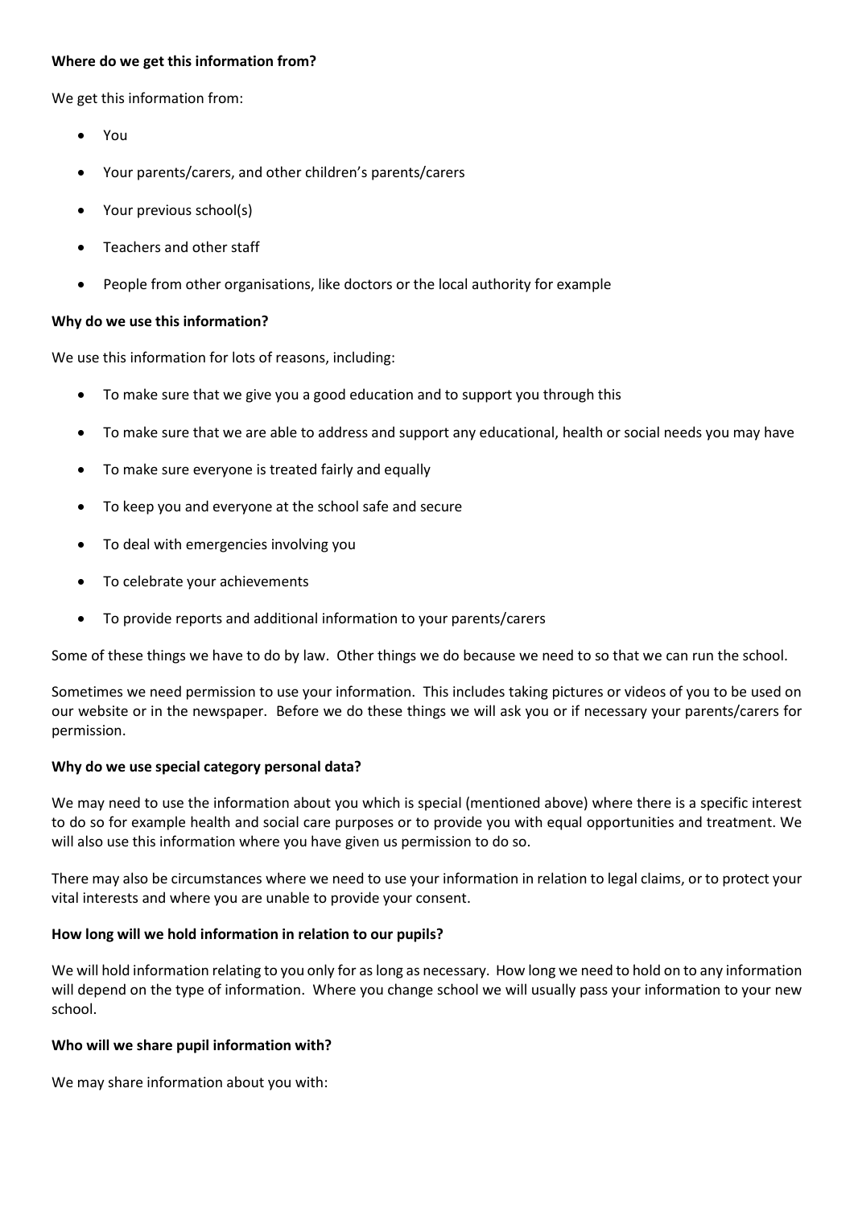**Where do we get this information from?**

We get this information from:

- You
- Your parents/carers, and other children's parents/carers
- Your previous school(s)
- Teachers and other staff
- People from other organisations, like doctors or the local authority for example

**Why do we use this information?**

We use this information for lots of reasons, including:

- To make sure that we give you a good education and to support you through this
- To make sure that we are able to address and support any educational, health or social needs you may have
- To make sure everyone is treated fairly and equally
- To keep you and everyone at the school safe and secure
- To deal with emergencies involving you
- To celebrate your achievements
- To provide reports and additional information to your parents/carers

Some of these things we have to do by law. Other things we do because we need to so that we can run the school.

Sometimes we need permission to use your information. This includes taking pictures or videos of you to be used on our website or in the newspaper. Before we do these things we will ask you or if necessary your parents/carers for permission.

**Why do we use special category personal data?**

We may need to use the information about you which is special (mentioned above) where there is a specific interest to do so for example health and social care purposes or to provide you with equal opportunities and treatment. We will also use this information where you have given us permission to do so.

There may also be circumstances where we need to use your information in relation to legal claims, or to protect your vital interests and where you are unable to provide your consent.

**How long will we hold information in relation to our pupils?**

We will hold information relating to you only for as long as necessary. How long we need to hold on to any information will depend on the type of information. Where you change school we will usually pass your information to your new school.

**Who will we share pupil information with?**

We may share information about you with: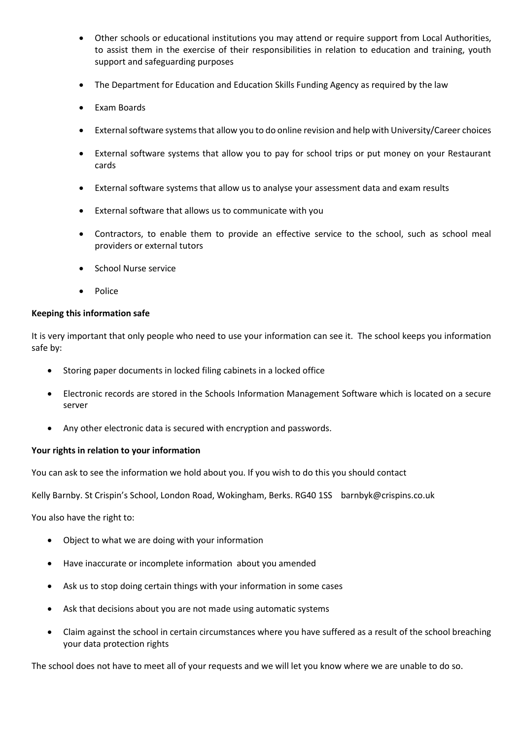- Other schools or educational institutions you may attend or require support from Local Authorities, to assist them in the exercise of their responsibilities in relation to education and training, youth support and safeguarding purposes
- The Department for Education and Education Skills Funding Agency as required by the law
- Exam Boards
- External software systems that allow you to do online revision and help with University/Career choices
- External software systems that allow you to pay for school trips or put money on your Restaurant cards
- External software systems that allow us to analyse your assessment data and exam results
- External software that allows us to communicate with you
- Contractors, to enable them to provide an effective service to the school, such as school meal providers or external tutors
- School Nurse service
- Police

**Keeping this information safe**

It is very important that only people who need to use your information can see it. The school keeps you information safe by:

- Storing paper documents in locked filing cabinets in a locked office
- Electronic records are stored in the Schools Information Management Software which is located on a secure server
- Any other electronic data is secured with encryption and passwords.

**Your rights in relation to your information**

You can ask to see the information we hold about you. If you wish to do this you should contact

Kelly Barnby. St Crispin's School, London Road, Wokingham, Berks. RG40 1SS barnbyk@crispins.co.uk

You also have the right to:

- Object to what we are doing with your information
- Have inaccurate or incomplete information about you amended
- Ask us to stop doing certain things with your information in some cases
- Ask that decisions about you are not made using automatic systems
- Claim against the school in certain circumstances where you have suffered as a result of the school breaching your data protection rights

The school does not have to meet all of your requests and we will let you know where we are unable to do so.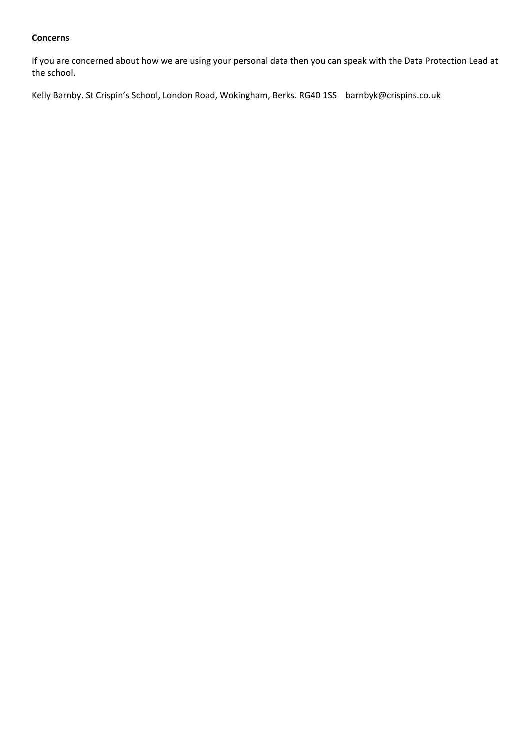**Concerns**

If you are concerned about how we are using your personal data then you can speak with the Data Protection Lead at the school.

Kelly Barnby. St Crispin's School, London Road, Wokingham, Berks. RG40 1SS    barnbyk@crispins.co.uk